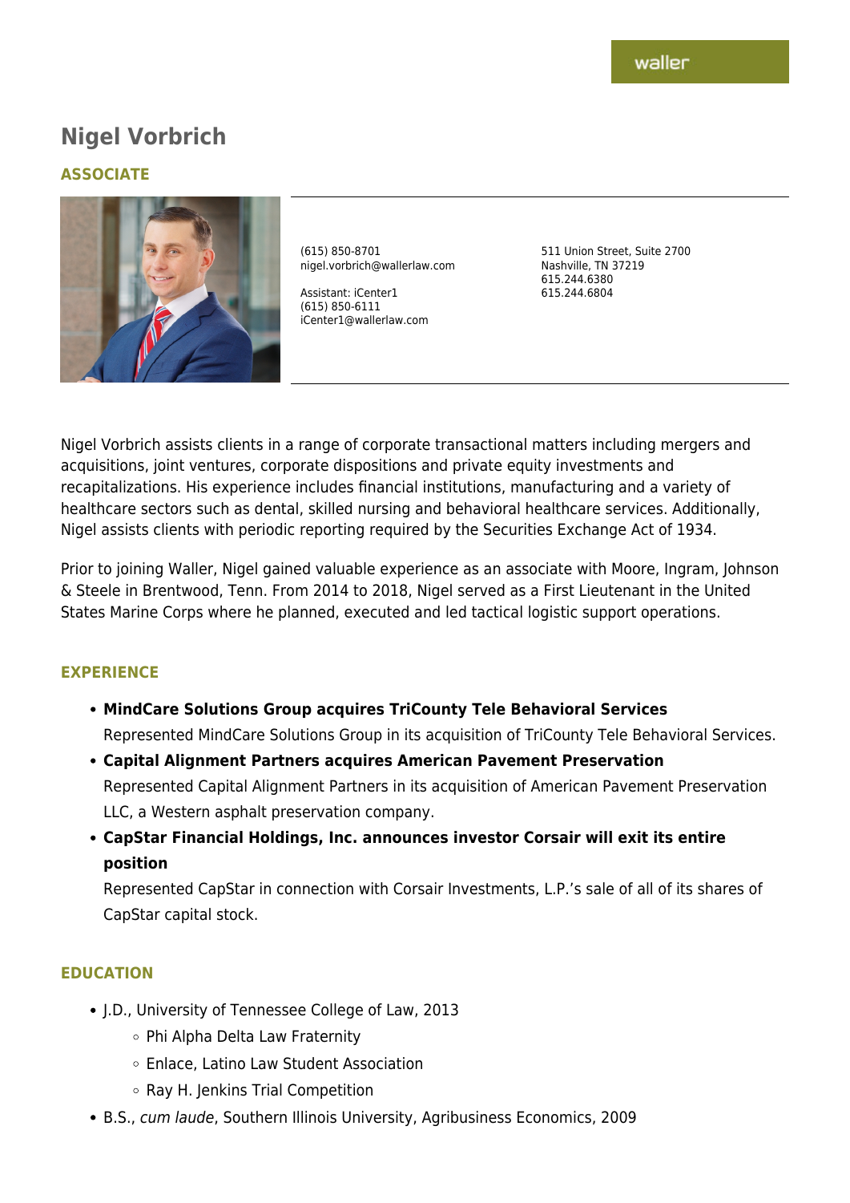waller

# Nigel Vorbrich

## ASSOCIATE

(615) 850-8701
nigel.vorbrich@wallerlaw.com

Assistant: iCenter1
(615) 850-6111
iCenter1@wallerlaw.com

511 Union Street, Suite 2700
Nashville, TN 37219
615.244.6380
615.244.6804

Nigel Vorbrich assists clients in a range of corporate transactional matters including mergers and acquisitions, joint ventures, corporate dispositions and private equity investments and recapitalizations. His experience includes financial institutions, manufacturing and a variety of healthcare sectors such as dental, skilled nursing and behavioral healthcare services. Additionally, Nigel assists clients with periodic reporting required by the Securities Exchange Act of 1934.

Prior to joining Waller, Nigel gained valuable experience as an associate with Moore, Ingram, Johnson & Steele in Brentwood, Tenn. From 2014 to 2018, Nigel served as a First Lieutenant in the United States Marine Corps where he planned, executed and led tactical logistic support operations.

## EXPERIENCE

- **MindCare Solutions Group acquires TriCounty Tele Behavioral Services**
  Represented MindCare Solutions Group in its acquisition of TriCounty Tele Behavioral Services.
- **Capital Alignment Partners acquires American Pavement Preservation**
  Represented Capital Alignment Partners in its acquisition of American Pavement Preservation LLC, a Western asphalt preservation company.
- **CapStar Financial Holdings, Inc. announces investor Corsair will exit its entire position**
  Represented CapStar in connection with Corsair Investments, L.P.'s sale of all of its shares of CapStar capital stock.

## EDUCATION

- J.D., University of Tennessee College of Law, 2013
  - Phi Alpha Delta Law Fraternity
  - Enlace, Latino Law Student Association
  - Ray H. Jenkins Trial Competition
- B.S., *cum laude*, Southern Illinois University, Agribusiness Economics, 2009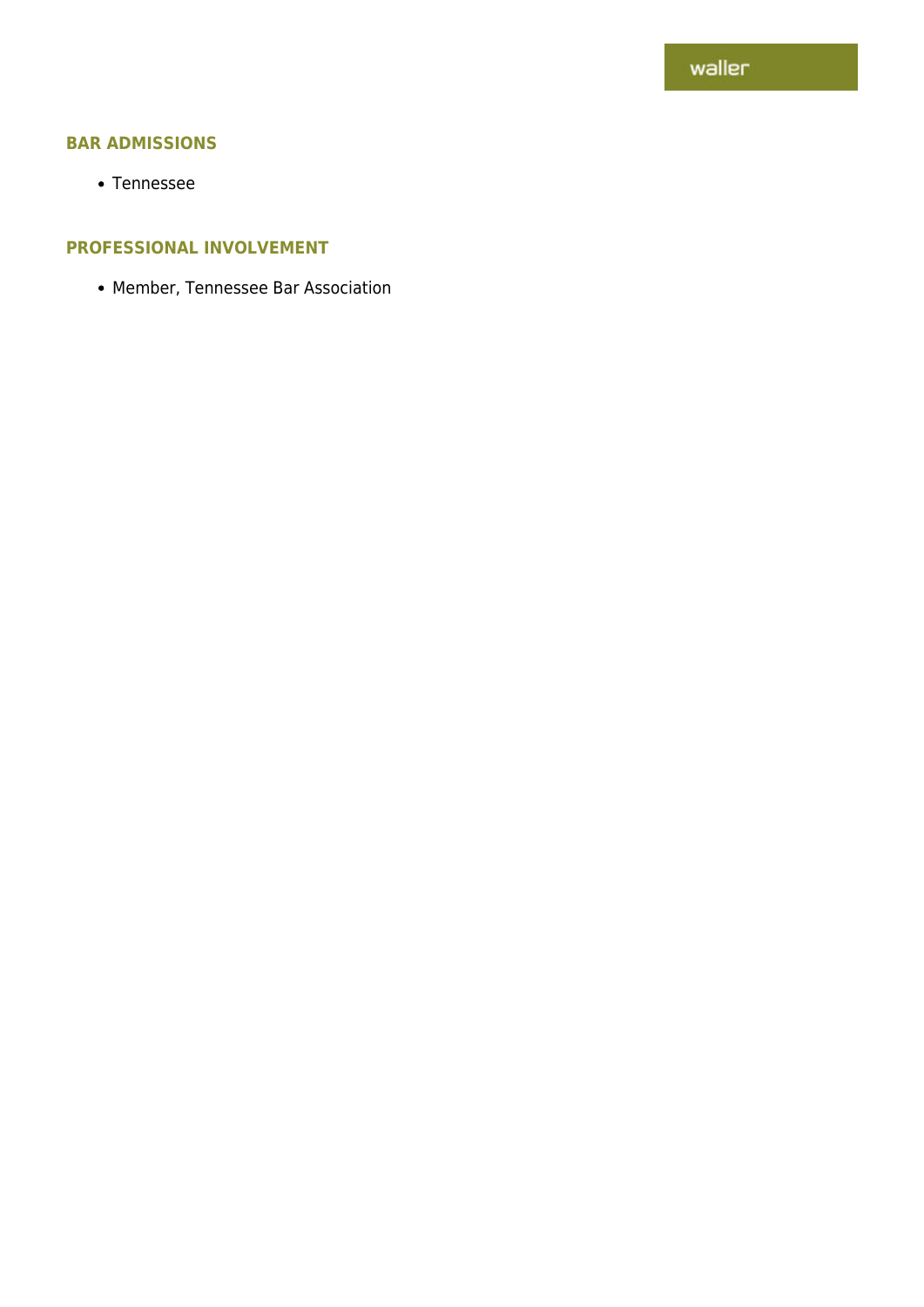## BAR ADMISSIONS

- Tennessee

## PROFESSIONAL INVOLVEMENT

- Member, Tennessee Bar Association